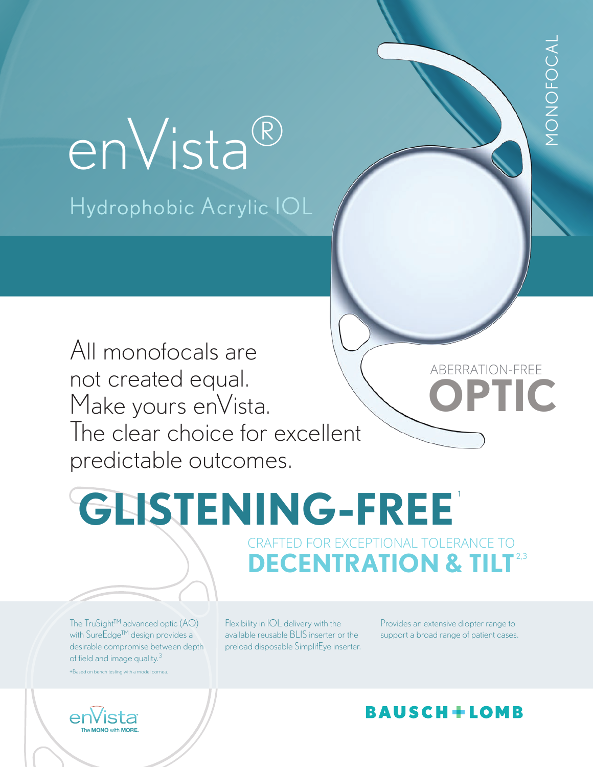MONOFOCAL

# enVista®

## Hydrophobic Acrylic IOL

All monofocals are not created equal. Make yours enVista. The clear choice for excellent predictable outcomes.

ABERRATION-FREE **OPTIC**

# GLISTENING-FREE[1]

CRAFTED FOR EXCEPTIONAL TOLERANCE TO **DECENTRATION & TILT**[2,3]

The TruSight™ advanced optic (AO) with SureEdge™ design provides a desirable compromise between depth of field and image quality.[3]

+Based on bench testing with a model cornea.

Flexibility in IOL delivery with the available reusable BLIS inserter or the preload disposable SimplifEye inserter.

Provides an extensive diopter range to support a broad range of patient cases.

enVista The **MONO** with **MORE.**

**BAUSCH + LOMB**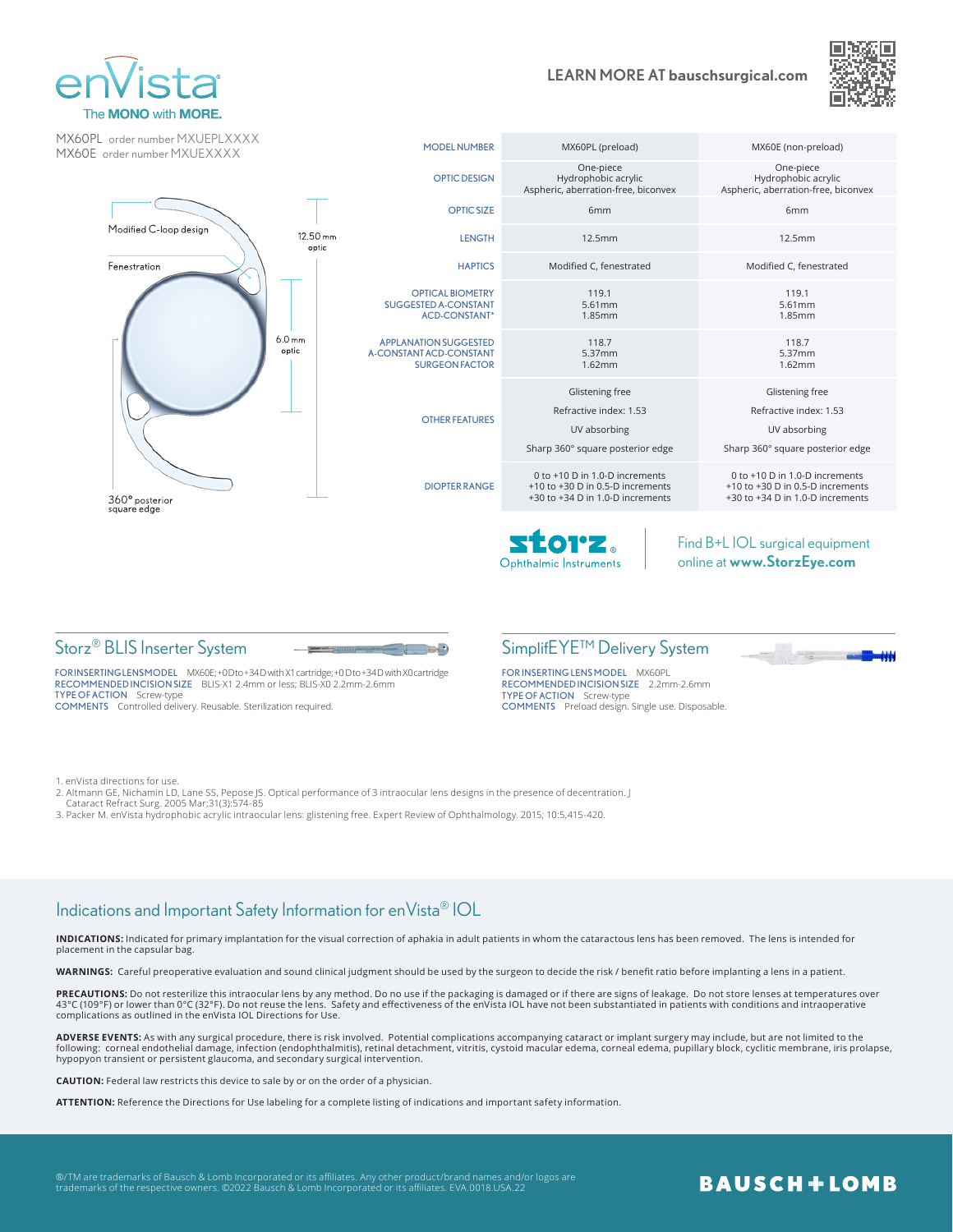# enVista

The **MONO** with **MORE.**

MX60PL order number MXUEPLXXXX
MX60E order number MXUEXXXX

LEARN MORE AT **bauschsurgical.com**

Modified C-loop design

Fenestration

12.50 mm optic

6.0 mm optic

360° posterior square edge

| | | |
|---|---|---|
| MODEL NUMBER | MX60PL (preload) | MX60E (non-preload) |
| OPTIC DESIGN | One-piece<br>Hydrophobic acrylic<br>Aspheric, aberration-free, biconvex | One-piece<br>Hydrophobic acrylic<br>Aspheric, aberration-free, biconvex |
| OPTIC SIZE | 6mm | 6mm |
| LENGTH | 12.5mm | 12.5mm |
| HAPTICS | Modified C, fenestrated | Modified C, fenestrated |
| OPTICAL BIOMETRY SUGGESTED A-CONSTANT ACD-CONSTANT* | 119.1<br>5.61mm<br>1.85mm | 119.1<br>5.61mm<br>1.85mm |
| APPLANATION SUGGESTED A-CONSTANT ACD-CONSTANT SURGEON FACTOR | 118.7<br>5.37mm<br>1.62mm | 118.7<br>5.37mm<br>1.62mm |
| OTHER FEATURES | Glistening free<br>Refractive index: 1.53<br>UV absorbing<br>Sharp 360° square posterior edge | Glistening free<br>Refractive index: 1.53<br>UV absorbing<br>Sharp 360° square posterior edge |
| DIOPTER RANGE | 0 to +10 D in 1.0-D increments<br>+10 to +30 D in 0.5-D increments<br>+30 to +34 D in 1.0-D increments | 0 to +10 D in 1.0-D increments<br>+10 to +30 D in 0.5-D increments<br>+30 to +34 D in 1.0-D increments |

storz® Ophthalmic Instruments

Find B+L IOL surgical equipment online at **www.StorzEye.com**

## Storz® BLIS Inserter System

FOR INSERTING LENS MODEL MX60E; +0 D to +34 D with X1 cartridge; +0 D to +34 D with X0 cartridge
RECOMMENDED INCISION SIZE BLIS-X1 2.4mm or less; BLIS-X0 2.2mm-2.6mm
TYPE OF ACTION Screw-type
COMMENTS Controlled delivery. Reusable. Sterilization required.

## SimplifEYE™ Delivery System

FOR INSERTING LENS MODEL MX60PL
RECOMMENDED INCISION SIZE 2.2mm-2.6mm
TYPE OF ACTION Screw-type
COMMENTS Preload design. Single use. Disposable.

1. enVista directions for use.
2. Altmann GE, Nichamin LD, Lane SS, Pepose JS. Optical performance of 3 intraocular lens designs in the presence of decentration. J Cataract Refract Surg. 2005 Mar;31(3):574-85
3. Packer M. enVista hydrophobic acrylic intraocular lens: glistening free. Expert Review of Ophthalmology. 2015; 10:5,415-420.

## Indications and Important Safety Information for enVista® IOL

**INDICATIONS:** Indicated for primary implantation for the visual correction of aphakia in adult patients in whom the cataractous lens has been removed. The lens is intended for placement in the capsular bag.

**WARNINGS:** Careful preoperative evaluation and sound clinical judgment should be used by the surgeon to decide the risk / benefit ratio before implanting a lens in a patient.

**PRECAUTIONS:** Do not resterilize this intraocular lens by any method. Do no use if the packaging is damaged or if there are signs of leakage. Do not store lenses at temperatures over 43°C (109°F) or lower than 0°C (32°F). Do not reuse the lens. Safety and effectiveness of the enVista IOL have not been substantiated in patients with conditions and intraoperative complications as outlined in the enVista IOL Directions for Use.

**ADVERSE EVENTS:** As with any surgical procedure, there is risk involved. Potential complications accompanying cataract or implant surgery may include, but are not limited to the following: corneal endothelial damage, infection (endophthalmitis), retinal detachment, vitritis, cystoid macular edema, corneal edema, pupillary block, cyclitic membrane, iris prolapse, hypopyon transient or persistent glaucoma, and secondary surgical intervention.

**CAUTION:** Federal law restricts this device to sale by or on the order of a physician.

**ATTENTION:** Reference the Directions for Use labeling for a complete listing of indications and important safety information.

®/TM are trademarks of Bausch & Lomb Incorporated or its affiliates. Any other product/brand names and/or logos are trademarks of the respective owners. ©2022 Bausch & Lomb Incorporated or its affiliates. EVA.0018.USA.22

BAUSCH + LOMB